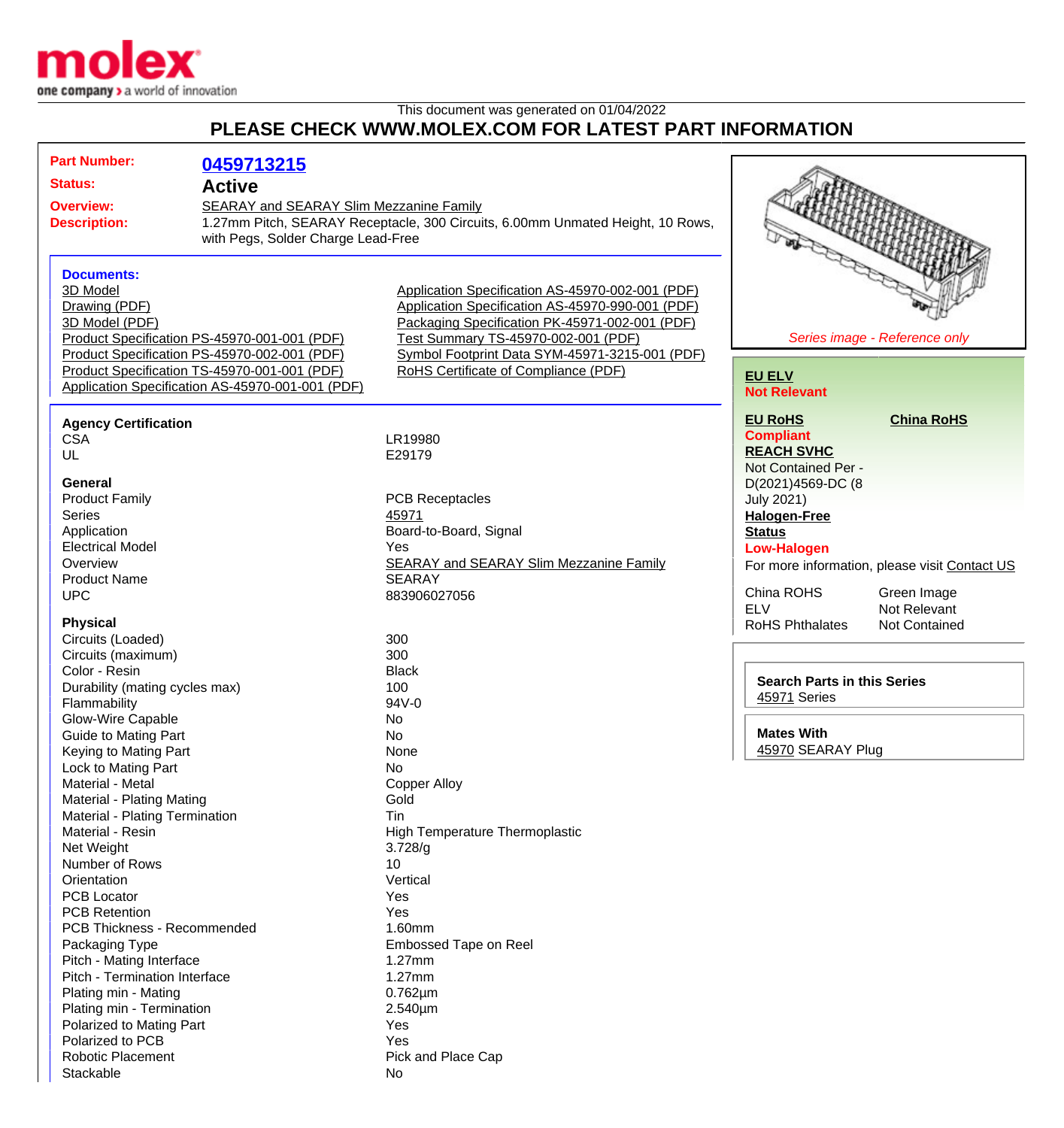molex
one company > a world of innovation

This document was generated on 01/04/2022

## PLEASE CHECK WWW.MOLEX.COM FOR LATEST PART INFORMATION

**Part Number:** 0459713215

**Status:** Active

**Overview:** SEARAY and SEARAY Slim Mezzanine Family

**Description:** 1.27mm Pitch, SEARAY Receptacle, 300 Circuits, 6.00mm Unmated Height, 10 Rows, with Pegs, Solder Charge Lead-Free

### Documents:

- 3D Model
- Drawing (PDF)
- 3D Model (PDF)
- Product Specification PS-45970-001-001 (PDF)
- Product Specification PS-45970-002-001 (PDF)
- Product Specification TS-45970-001-001 (PDF)
- Application Specification AS-45970-001-001 (PDF)
- Application Specification AS-45970-002-001 (PDF)
- Application Specification AS-45970-990-001 (PDF)
- Packaging Specification PK-45971-002-001 (PDF)
- Test Summary TS-45970-002-001 (PDF)
- Symbol Footprint Data SYM-45971-3215-001 (PDF)
- RoHS Certificate of Compliance (PDF)

*Series image - Reference only*

**EU ELV**
Not Relevant

**EU RoHS** — Compliant

**China RoHS**

**REACH SVHC**
Not Contained Per - D(2021)4569-DC (8 July 2021)

**Halogen-Free Status**
Low-Halogen

For more information, please visit Contact US

| | |
|---|---|
| China ROHS | Green Image |
| ELV | Not Relevant |
| RoHS Phthalates | Not Contained |

**Search Parts in this Series**
45971 Series

**Mates With**
45970 SEARAY Plug

### Agency Certification

| | |
|---|---|
| CSA | LR19980 |
| UL | E29179 |

### General

| | |
|---|---|
| Product Family | PCB Receptacles |
| Series | 45971 |
| Application | Board-to-Board, Signal |
| Electrical Model | Yes |
| Overview | SEARAY and SEARAY Slim Mezzanine Family |
| Product Name | SEARAY |
| UPC | 883906027056 |

### Physical

| | |
|---|---|
| Circuits (Loaded) | 300 |
| Circuits (maximum) | 300 |
| Color - Resin | Black |
| Durability (mating cycles max) | 100 |
| Flammability | 94V-0 |
| Glow-Wire Capable | No |
| Guide to Mating Part | No |
| Keying to Mating Part | None |
| Lock to Mating Part | No |
| Material - Metal | Copper Alloy |
| Material - Plating Mating | Gold |
| Material - Plating Termination | Tin |
| Material - Resin | High Temperature Thermoplastic |
| Net Weight | 3.728/g |
| Number of Rows | 10 |
| Orientation | Vertical |
| PCB Locator | Yes |
| PCB Retention | Yes |
| PCB Thickness - Recommended | 1.60mm |
| Packaging Type | Embossed Tape on Reel |
| Pitch - Mating Interface | 1.27mm |
| Pitch - Termination Interface | 1.27mm |
| Plating min - Mating | 0.762µm |
| Plating min - Termination | 2.540µm |
| Polarized to Mating Part | Yes |
| Polarized to PCB | Yes |
| Robotic Placement | Pick and Place Cap |
| Stackable | No |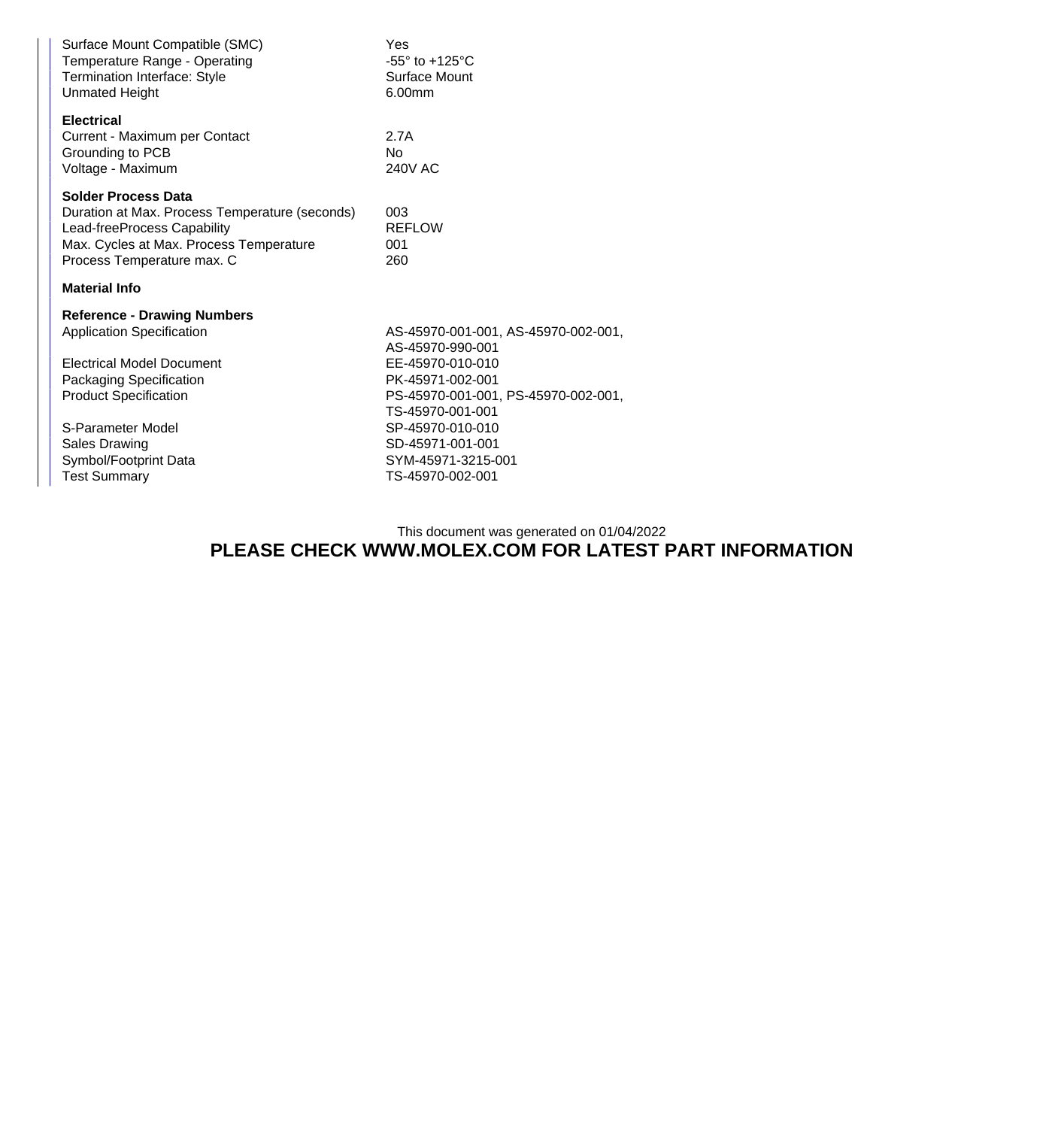| | |
|---|---|
| Surface Mount Compatible (SMC) | Yes |
| Temperature Range - Operating | -55° to +125°C |
| Termination Interface: Style | Surface Mount |
| Unmated Height | 6.00mm |

**Electrical**

| | |
|---|---|
| Current - Maximum per Contact | 2.7A |
| Grounding to PCB | No |
| Voltage - Maximum | 240V AC |

**Solder Process Data**

| | |
|---|---|
| Duration at Max. Process Temperature (seconds) | 003 |
| Lead-freeProcess Capability | REFLOW |
| Max. Cycles at Max. Process Temperature | 001 |
| Process Temperature max. C | 260 |

**Material Info**

**Reference - Drawing Numbers**

| | |
|---|---|
| Application Specification | AS-45970-001-001, AS-45970-002-001, AS-45970-990-001 |
| Electrical Model Document | EE-45970-010-010 |
| Packaging Specification | PK-45971-002-001 |
| Product Specification | PS-45970-001-001, PS-45970-002-001, TS-45970-001-001 |
| S-Parameter Model | SP-45970-010-010 |
| Sales Drawing | SD-45971-001-001 |
| Symbol/Footprint Data | SYM-45971-3215-001 |
| Test Summary | TS-45970-002-001 |

This document was generated on 01/04/2022

**PLEASE CHECK WWW.MOLEX.COM FOR LATEST PART INFORMATION**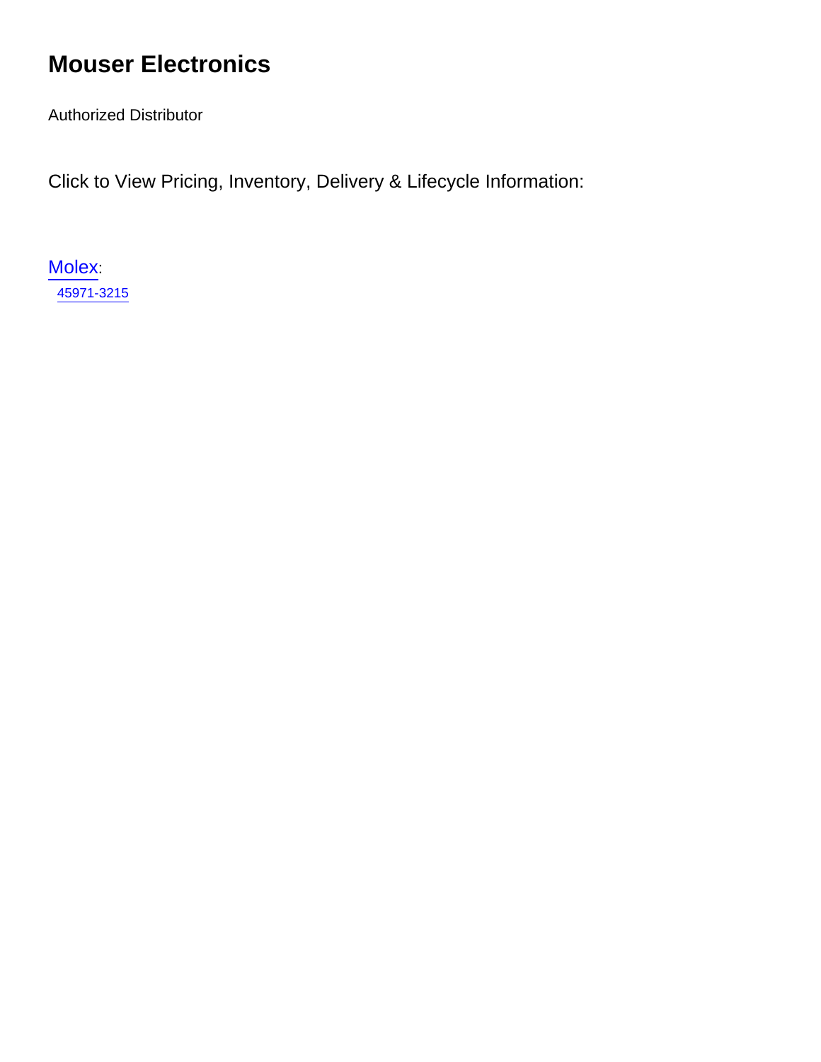# Mouser Electronics

Authorized Distributor

Click to View Pricing, Inventory, Delivery & Lifecycle Information:

Molex:

45971-3215